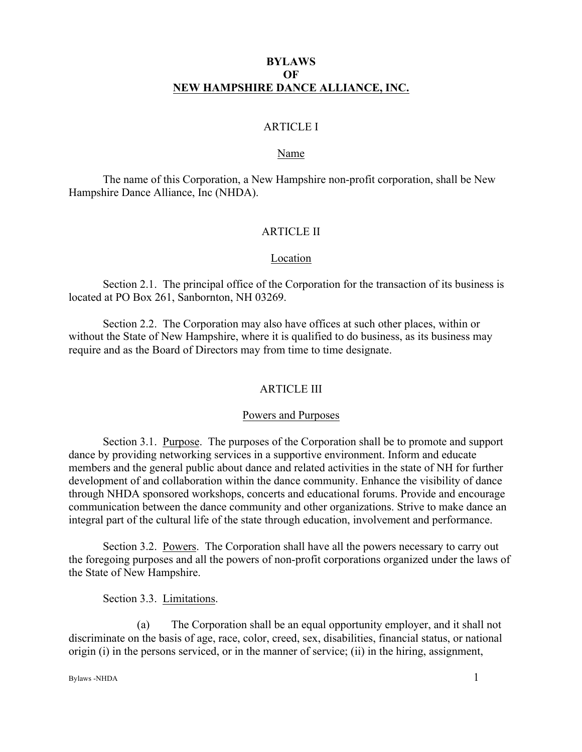# BYLAWS OF NEW HAMPSHIRE DANCE ALLIANCE, INC.

## ARTICLE I

### Name

The name of this Corporation, a New Hampshire non-profit corporation, shall be New Hampshire Dance Alliance, Inc (NHDA).

## ARTICLE II

### Location

Section 2.1. The principal office of the Corporation for the transaction of its business is located at PO Box 261, Sanbornton, NH 03269.

Section 2.2. The Corporation may also have offices at such other places, within or without the State of New Hampshire, where it is qualified to do business, as its business may require and as the Board of Directors may from time to time designate.

## ARTICLE III

### Powers and Purposes

Section 3.1. Purpose. The purposes of the Corporation shall be to promote and support dance by providing networking services in a supportive environment. Inform and educate members and the general public about dance and related activities in the state of NH for further development of and collaboration within the dance community. Enhance the visibility of dance through NHDA sponsored workshops, concerts and educational forums. Provide and encourage communication between the dance community and other organizations. Strive to make dance an integral part of the cultural life of the state through education, involvement and performance.

Section 3.2. Powers. The Corporation shall have all the powers necessary to carry out the foregoing purposes and all the powers of non-profit corporations organized under the laws of the State of New Hampshire.

Section 3.3. Limitations.

(a) The Corporation shall be an equal opportunity employer, and it shall not discriminate on the basis of age, race, color, creed, sex, disabilities, financial status, or national origin (i) in the persons serviced, or in the manner of service; (ii) in the hiring, assignment,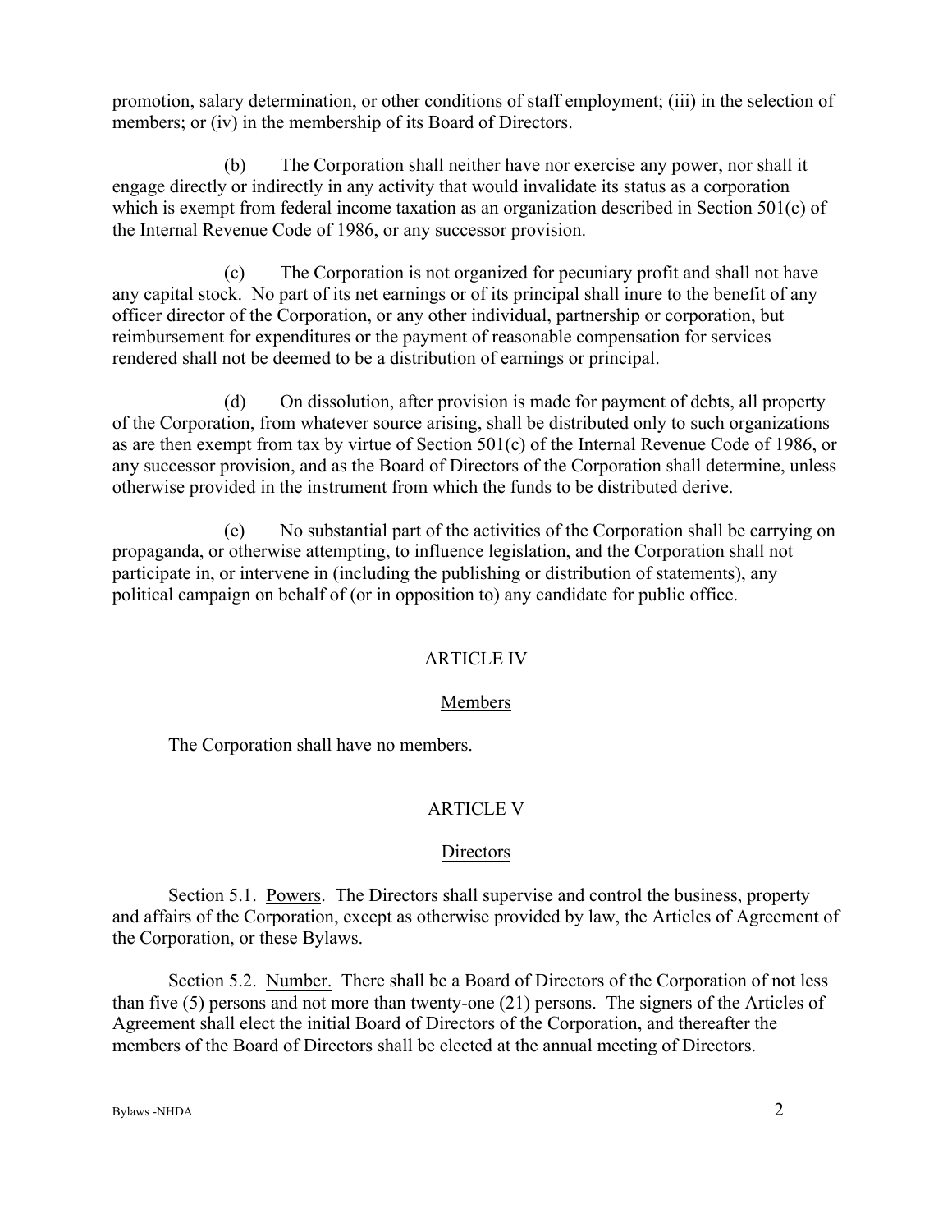promotion, salary determination, or other conditions of staff employment; (iii) in the selection of members; or (iv) in the membership of its Board of Directors.

(b) The Corporation shall neither have nor exercise any power, nor shall it engage directly or indirectly in any activity that would invalidate its status as a corporation which is exempt from federal income taxation as an organization described in Section 501(c) of the Internal Revenue Code of 1986, or any successor provision.

(c) The Corporation is not organized for pecuniary profit and shall not have any capital stock. No part of its net earnings or of its principal shall inure to the benefit of any officer director of the Corporation, or any other individual, partnership or corporation, but reimbursement for expenditures or the payment of reasonable compensation for services rendered shall not be deemed to be a distribution of earnings or principal.

(d) On dissolution, after provision is made for payment of debts, all property of the Corporation, from whatever source arising, shall be distributed only to such organizations as are then exempt from tax by virtue of Section 501(c) of the Internal Revenue Code of 1986, or any successor provision, and as the Board of Directors of the Corporation shall determine, unless otherwise provided in the instrument from which the funds to be distributed derive.

(e) No substantial part of the activities of the Corporation shall be carrying on propaganda, or otherwise attempting, to influence legislation, and the Corporation shall not participate in, or intervene in (including the publishing or distribution of statements), any political campaign on behalf of (or in opposition to) any candidate for public office.

## ARTICLE IV

### Members

The Corporation shall have no members.

## ARTICLE V

### Directors

Section 5.1. Powers. The Directors shall supervise and control the business, property and affairs of the Corporation, except as otherwise provided by law, the Articles of Agreement of the Corporation, or these Bylaws.

Section 5.2. Number. There shall be a Board of Directors of the Corporation of not less than five (5) persons and not more than twenty-one (21) persons. The signers of the Articles of Agreement shall elect the initial Board of Directors of the Corporation, and thereafter the members of the Board of Directors shall be elected at the annual meeting of Directors.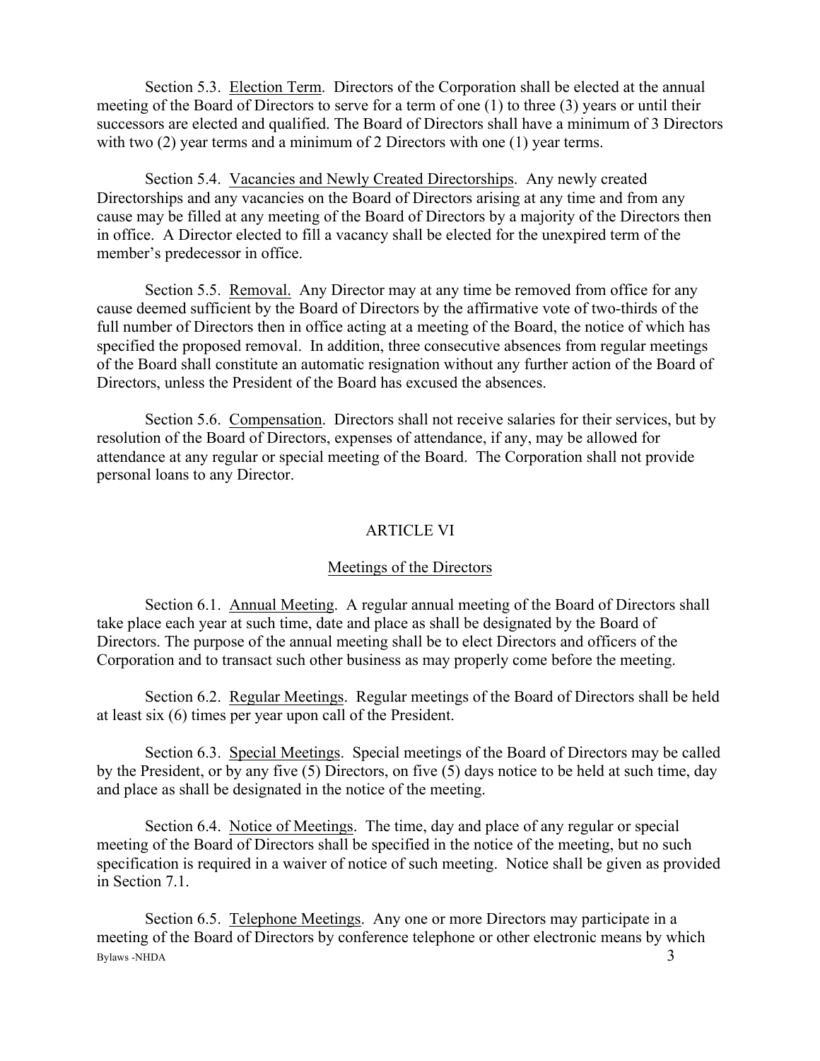Section 5.3. Election Term. Directors of the Corporation shall be elected at the annual meeting of the Board of Directors to serve for a term of one (1) to three (3) years or until their successors are elected and qualified. The Board of Directors shall have a minimum of 3 Directors with two (2) year terms and a minimum of 2 Directors with one (1) year terms.

Section 5.4. Vacancies and Newly Created Directorships. Any newly created Directorships and any vacancies on the Board of Directors arising at any time and from any cause may be filled at any meeting of the Board of Directors by a majority of the Directors then in office. A Director elected to fill a vacancy shall be elected for the unexpired term of the member's predecessor in office.

Section 5.5. Removal. Any Director may at any time be removed from office for any cause deemed sufficient by the Board of Directors by the affirmative vote of two-thirds of the full number of Directors then in office acting at a meeting of the Board, the notice of which has specified the proposed removal. In addition, three consecutive absences from regular meetings of the Board shall constitute an automatic resignation without any further action of the Board of Directors, unless the President of the Board has excused the absences.

Section 5.6. Compensation. Directors shall not receive salaries for their services, but by resolution of the Board of Directors, expenses of attendance, if any, may be allowed for attendance at any regular or special meeting of the Board. The Corporation shall not provide personal loans to any Director.

## ARTICLE VI

### Meetings of the Directors

Section 6.1. Annual Meeting. A regular annual meeting of the Board of Directors shall take place each year at such time, date and place as shall be designated by the Board of Directors. The purpose of the annual meeting shall be to elect Directors and officers of the Corporation and to transact such other business as may properly come before the meeting.

Section 6.2. Regular Meetings. Regular meetings of the Board of Directors shall be held at least six (6) times per year upon call of the President.

Section 6.3. Special Meetings. Special meetings of the Board of Directors may be called by the President, or by any five (5) Directors, on five (5) days notice to be held at such time, day and place as shall be designated in the notice of the meeting.

Section 6.4. Notice of Meetings. The time, day and place of any regular or special meeting of the Board of Directors shall be specified in the notice of the meeting, but no such specification is required in a waiver of notice of such meeting. Notice shall be given as provided in Section 7.1.

Section 6.5. Telephone Meetings. Any one or more Directors may participate in a meeting of the Board of Directors by conference telephone or other electronic means by which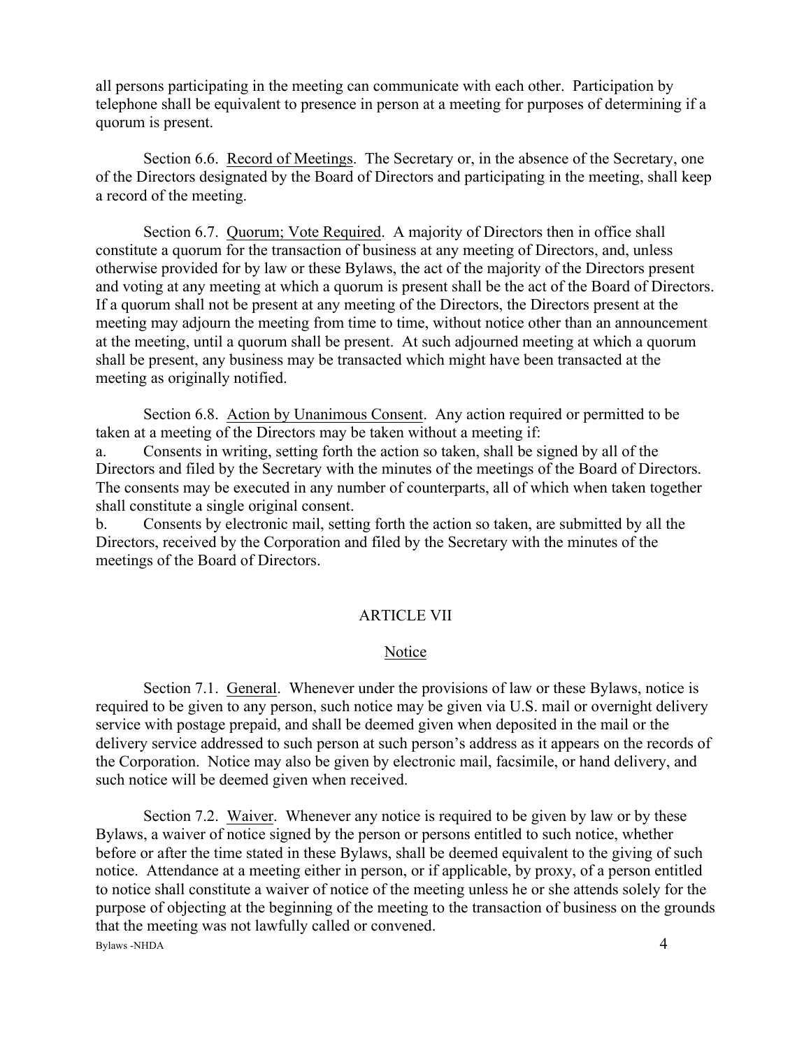all persons participating in the meeting can communicate with each other. Participation by telephone shall be equivalent to presence in person at a meeting for purposes of determining if a quorum is present.

Section 6.6. Record of Meetings. The Secretary or, in the absence of the Secretary, one of the Directors designated by the Board of Directors and participating in the meeting, shall keep a record of the meeting.

Section 6.7. Quorum; Vote Required. A majority of Directors then in office shall constitute a quorum for the transaction of business at any meeting of Directors, and, unless otherwise provided for by law or these Bylaws, the act of the majority of the Directors present and voting at any meeting at which a quorum is present shall be the act of the Board of Directors. If a quorum shall not be present at any meeting of the Directors, the Directors present at the meeting may adjourn the meeting from time to time, without notice other than an announcement at the meeting, until a quorum shall be present. At such adjourned meeting at which a quorum shall be present, any business may be transacted which might have been transacted at the meeting as originally notified.

Section 6.8. Action by Unanimous Consent. Any action required or permitted to be taken at a meeting of the Directors may be taken without a meeting if:

a. Consents in writing, setting forth the action so taken, shall be signed by all of the Directors and filed by the Secretary with the minutes of the meetings of the Board of Directors. The consents may be executed in any number of counterparts, all of which when taken together shall constitute a single original consent.

b. Consents by electronic mail, setting forth the action so taken, are submitted by all the Directors, received by the Corporation and filed by the Secretary with the minutes of the meetings of the Board of Directors.

## ARTICLE VII

### Notice

Section 7.1. General. Whenever under the provisions of law or these Bylaws, notice is required to be given to any person, such notice may be given via U.S. mail or overnight delivery service with postage prepaid, and shall be deemed given when deposited in the mail or the delivery service addressed to such person at such person's address as it appears on the records of the Corporation. Notice may also be given by electronic mail, facsimile, or hand delivery, and such notice will be deemed given when received.

Section 7.2. Waiver. Whenever any notice is required to be given by law or by these Bylaws, a waiver of notice signed by the person or persons entitled to such notice, whether before or after the time stated in these Bylaws, shall be deemed equivalent to the giving of such notice. Attendance at a meeting either in person, or if applicable, by proxy, of a person entitled to notice shall constitute a waiver of notice of the meeting unless he or she attends solely for the purpose of objecting at the beginning of the meeting to the transaction of business on the grounds that the meeting was not lawfully called or convened.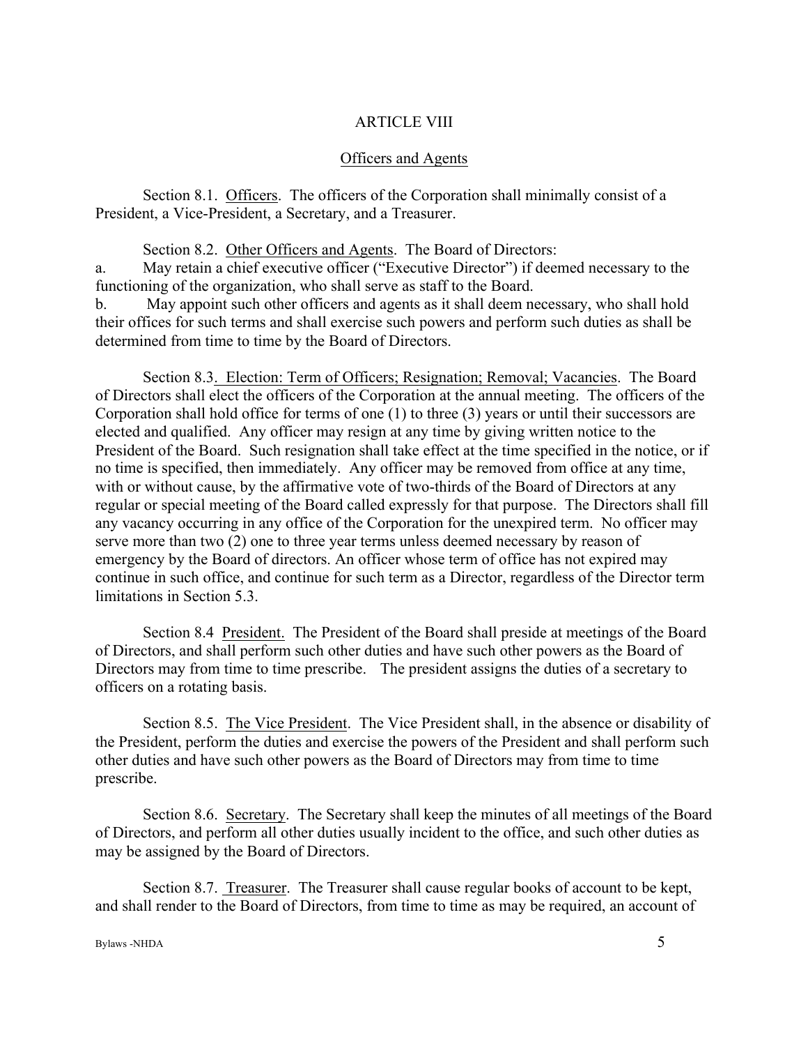## ARTICLE VIII

### Officers and Agents

Section 8.1. Officers. The officers of the Corporation shall minimally consist of a President, a Vice-President, a Secretary, and a Treasurer.

Section 8.2. Other Officers and Agents. The Board of Directors:

a. May retain a chief executive officer ("Executive Director") if deemed necessary to the functioning of the organization, who shall serve as staff to the Board.

b. May appoint such other officers and agents as it shall deem necessary, who shall hold their offices for such terms and shall exercise such powers and perform such duties as shall be determined from time to time by the Board of Directors.

Section 8.3. Election: Term of Officers; Resignation; Removal; Vacancies. The Board of Directors shall elect the officers of the Corporation at the annual meeting. The officers of the Corporation shall hold office for terms of one (1) to three (3) years or until their successors are elected and qualified. Any officer may resign at any time by giving written notice to the President of the Board. Such resignation shall take effect at the time specified in the notice, or if no time is specified, then immediately. Any officer may be removed from office at any time, with or without cause, by the affirmative vote of two-thirds of the Board of Directors at any regular or special meeting of the Board called expressly for that purpose. The Directors shall fill any vacancy occurring in any office of the Corporation for the unexpired term. No officer may serve more than two (2) one to three year terms unless deemed necessary by reason of emergency by the Board of directors. An officer whose term of office has not expired may continue in such office, and continue for such term as a Director, regardless of the Director term limitations in Section 5.3.

Section 8.4 President. The President of the Board shall preside at meetings of the Board of Directors, and shall perform such other duties and have such other powers as the Board of Directors may from time to time prescribe. The president assigns the duties of a secretary to officers on a rotating basis.

Section 8.5. The Vice President. The Vice President shall, in the absence or disability of the President, perform the duties and exercise the powers of the President and shall perform such other duties and have such other powers as the Board of Directors may from time to time prescribe.

Section 8.6. Secretary. The Secretary shall keep the minutes of all meetings of the Board of Directors, and perform all other duties usually incident to the office, and such other duties as may be assigned by the Board of Directors.

Section 8.7. Treasurer. The Treasurer shall cause regular books of account to be kept, and shall render to the Board of Directors, from time to time as may be required, an account of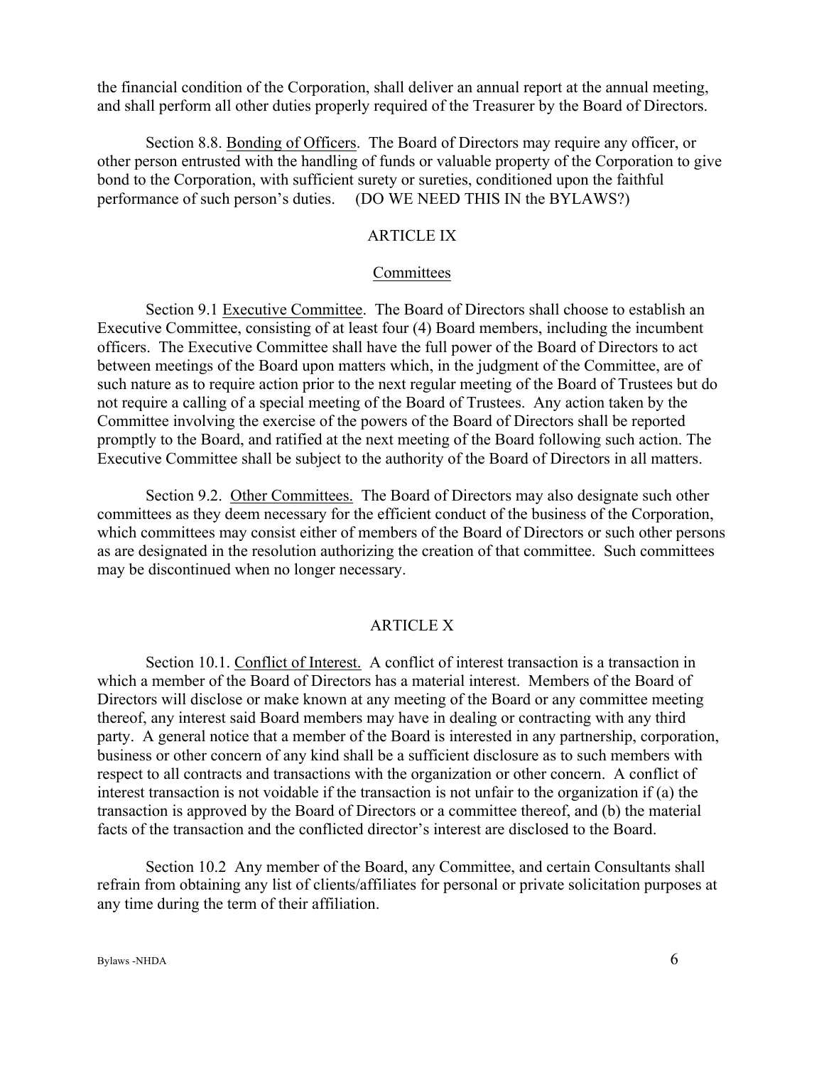the financial condition of the Corporation, shall deliver an annual report at the annual meeting, and shall perform all other duties properly required of the Treasurer by the Board of Directors.

Section 8.8. Bonding of Officers. The Board of Directors may require any officer, or other person entrusted with the handling of funds or valuable property of the Corporation to give bond to the Corporation, with sufficient surety or sureties, conditioned upon the faithful performance of such person's duties. (DO WE NEED THIS IN the BYLAWS?)

## ARTICLE IX

## Committees

Section 9.1 Executive Committee. The Board of Directors shall choose to establish an Executive Committee, consisting of at least four (4) Board members, including the incumbent officers. The Executive Committee shall have the full power of the Board of Directors to act between meetings of the Board upon matters which, in the judgment of the Committee, are of such nature as to require action prior to the next regular meeting of the Board of Trustees but do not require a calling of a special meeting of the Board of Trustees. Any action taken by the Committee involving the exercise of the powers of the Board of Directors shall be reported promptly to the Board, and ratified at the next meeting of the Board following such action. The Executive Committee shall be subject to the authority of the Board of Directors in all matters.

Section 9.2. Other Committees. The Board of Directors may also designate such other committees as they deem necessary for the efficient conduct of the business of the Corporation, which committees may consist either of members of the Board of Directors or such other persons as are designated in the resolution authorizing the creation of that committee. Such committees may be discontinued when no longer necessary.

## ARTICLE X

Section 10.1. Conflict of Interest. A conflict of interest transaction is a transaction in which a member of the Board of Directors has a material interest. Members of the Board of Directors will disclose or make known at any meeting of the Board or any committee meeting thereof, any interest said Board members may have in dealing or contracting with any third party. A general notice that a member of the Board is interested in any partnership, corporation, business or other concern of any kind shall be a sufficient disclosure as to such members with respect to all contracts and transactions with the organization or other concern. A conflict of interest transaction is not voidable if the transaction is not unfair to the organization if (a) the transaction is approved by the Board of Directors or a committee thereof, and (b) the material facts of the transaction and the conflicted director's interest are disclosed to the Board.

Section 10.2 Any member of the Board, any Committee, and certain Consultants shall refrain from obtaining any list of clients/affiliates for personal or private solicitation purposes at any time during the term of their affiliation.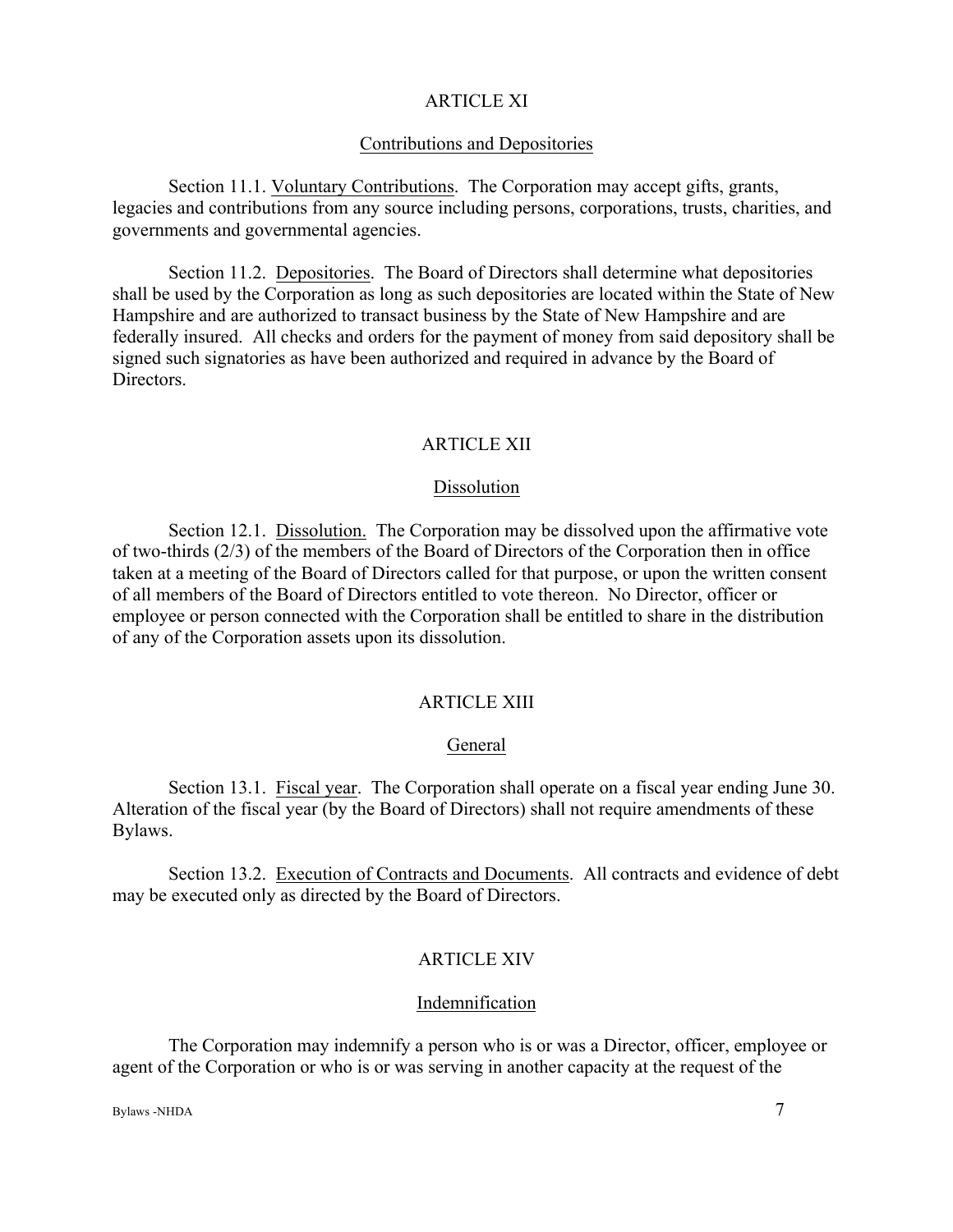## ARTICLE XI

### Contributions and Depositories

Section 11.1. Voluntary Contributions. The Corporation may accept gifts, grants, legacies and contributions from any source including persons, corporations, trusts, charities, and governments and governmental agencies.

Section 11.2. Depositories. The Board of Directors shall determine what depositories shall be used by the Corporation as long as such depositories are located within the State of New Hampshire and are authorized to transact business by the State of New Hampshire and are federally insured. All checks and orders for the payment of money from said depository shall be signed such signatories as have been authorized and required in advance by the Board of Directors.

## ARTICLE XII

### Dissolution

Section 12.1. Dissolution. The Corporation may be dissolved upon the affirmative vote of two-thirds (2/3) of the members of the Board of Directors of the Corporation then in office taken at a meeting of the Board of Directors called for that purpose, or upon the written consent of all members of the Board of Directors entitled to vote thereon. No Director, officer or employee or person connected with the Corporation shall be entitled to share in the distribution of any of the Corporation assets upon its dissolution.

## ARTICLE XIII

### General

Section 13.1. Fiscal year. The Corporation shall operate on a fiscal year ending June 30. Alteration of the fiscal year (by the Board of Directors) shall not require amendments of these Bylaws.

Section 13.2. Execution of Contracts and Documents. All contracts and evidence of debt may be executed only as directed by the Board of Directors.

## ARTICLE XIV

### Indemnification

The Corporation may indemnify a person who is or was a Director, officer, employee or agent of the Corporation or who is or was serving in another capacity at the request of the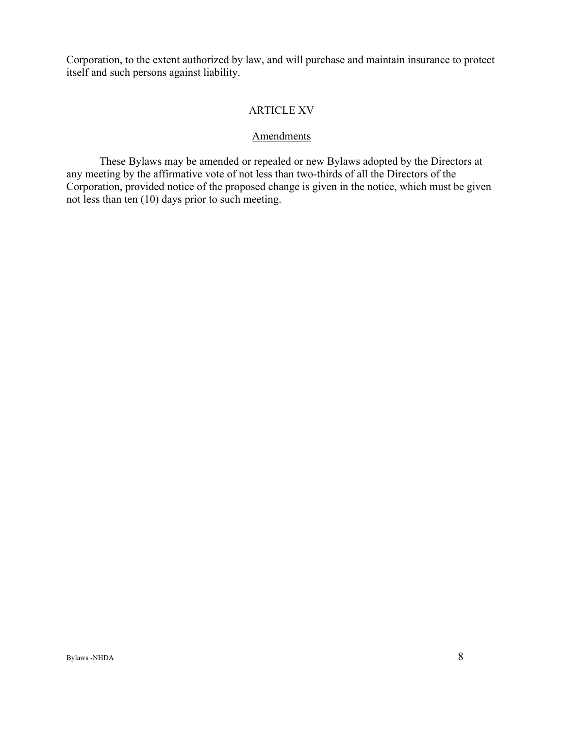Corporation, to the extent authorized by law, and will purchase and maintain insurance to protect itself and such persons against liability.

## ARTICLE XV

### Amendments

These Bylaws may be amended or repealed or new Bylaws adopted by the Directors at any meeting by the affirmative vote of not less than two-thirds of all the Directors of the Corporation, provided notice of the proposed change is given in the notice, which must be given not less than ten (10) days prior to such meeting.